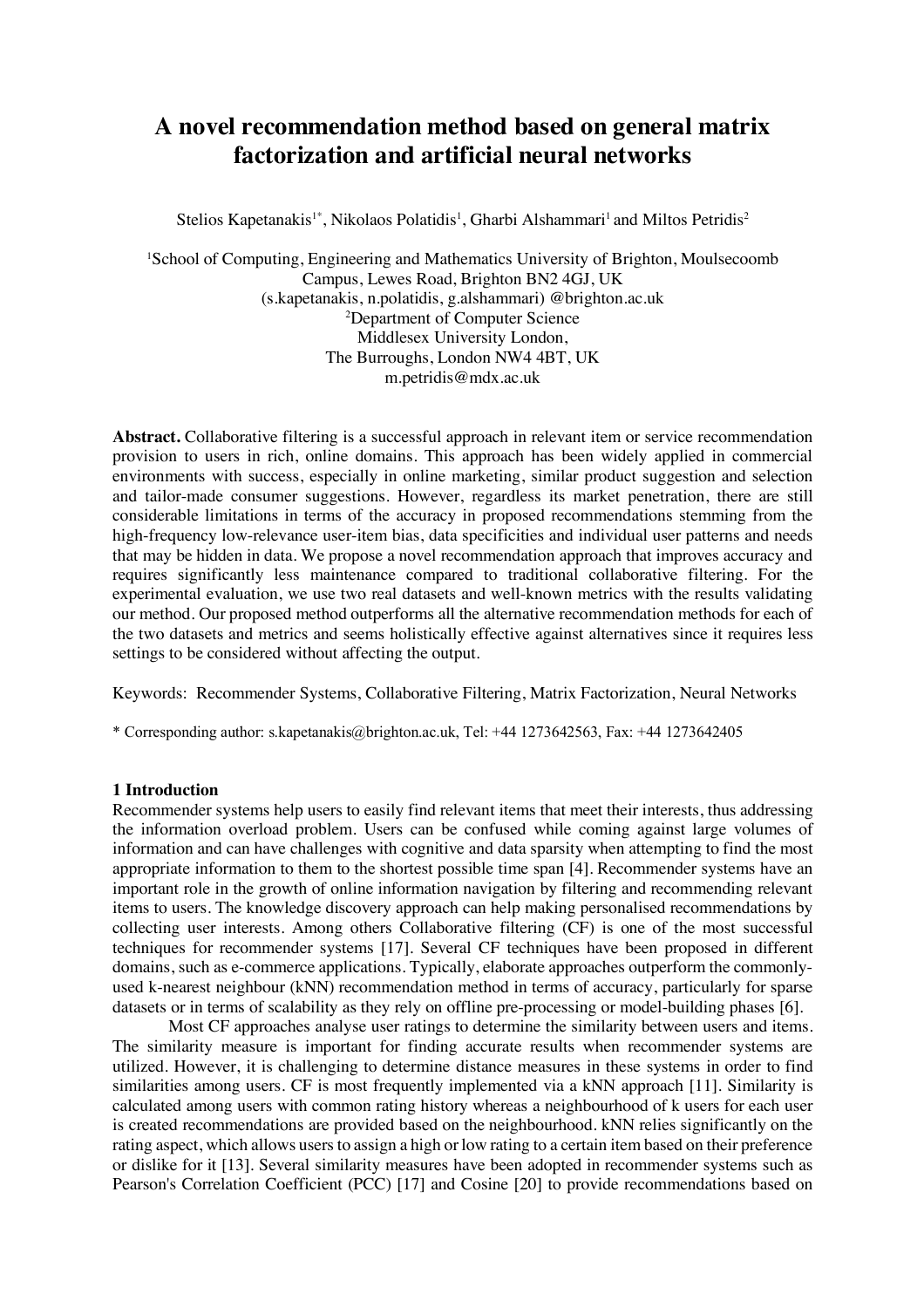# A novel recommendation method based on general matrix factorization and artificial neural networks

Stelios Kapetanakis[1*], Nikolaos Polatidis[1], Gharbi Alshammari[1] and Miltos Petridis[2]

[1]School of Computing, Engineering and Mathematics University of Brighton, Moulsecoomb Campus, Lewes Road, Brighton BN2 4GJ, UK
(s.kapetanakis, n.polatidis, g.alshammari) @brighton.ac.uk
[2]Department of Computer Science
Middlesex University London,
The Burroughs, London NW4 4BT, UK
m.petridis@mdx.ac.uk

**Abstract.** Collaborative filtering is a successful approach in relevant item or service recommendation provision to users in rich, online domains. This approach has been widely applied in commercial environments with success, especially in online marketing, similar product suggestion and selection and tailor-made consumer suggestions. However, regardless its market penetration, there are still considerable limitations in terms of the accuracy in proposed recommendations stemming from the high-frequency low-relevance user-item bias, data specificities and individual user patterns and needs that may be hidden in data. We propose a novel recommendation approach that improves accuracy and requires significantly less maintenance compared to traditional collaborative filtering. For the experimental evaluation, we use two real datasets and well-known metrics with the results validating our method. Our proposed method outperforms all the alternative recommendation methods for each of the two datasets and metrics and seems holistically effective against alternatives since it requires less settings to be considered without affecting the output.

Keywords: Recommender Systems, Collaborative Filtering, Matrix Factorization, Neural Networks

\* Corresponding author: s.kapetanakis@brighton.ac.uk, Tel: +44 1273642563, Fax: +44 1273642405

## 1 Introduction

Recommender systems help users to easily find relevant items that meet their interests, thus addressing the information overload problem. Users can be confused while coming against large volumes of information and can have challenges with cognitive and data sparsity when attempting to find the most appropriate information to them to the shortest possible time span [4]. Recommender systems have an important role in the growth of online information navigation by filtering and recommending relevant items to users. The knowledge discovery approach can help making personalised recommendations by collecting user interests. Among others Collaborative filtering (CF) is one of the most successful techniques for recommender systems [17]. Several CF techniques have been proposed in different domains, such as e-commerce applications. Typically, elaborate approaches outperform the commonly-used k-nearest neighbour (kNN) recommendation method in terms of accuracy, particularly for sparse datasets or in terms of scalability as they rely on offline pre-processing or model-building phases [6].

Most CF approaches analyse user ratings to determine the similarity between users and items. The similarity measure is important for finding accurate results when recommender systems are utilized. However, it is challenging to determine distance measures in these systems in order to find similarities among users. CF is most frequently implemented via a kNN approach [11]. Similarity is calculated among users with common rating history whereas a neighbourhood of k users for each user is created recommendations are provided based on the neighbourhood. kNN relies significantly on the rating aspect, which allows users to assign a high or low rating to a certain item based on their preference or dislike for it [13]. Several similarity measures have been adopted in recommender systems such as Pearson's Correlation Coefficient (PCC) [17] and Cosine [20] to provide recommendations based on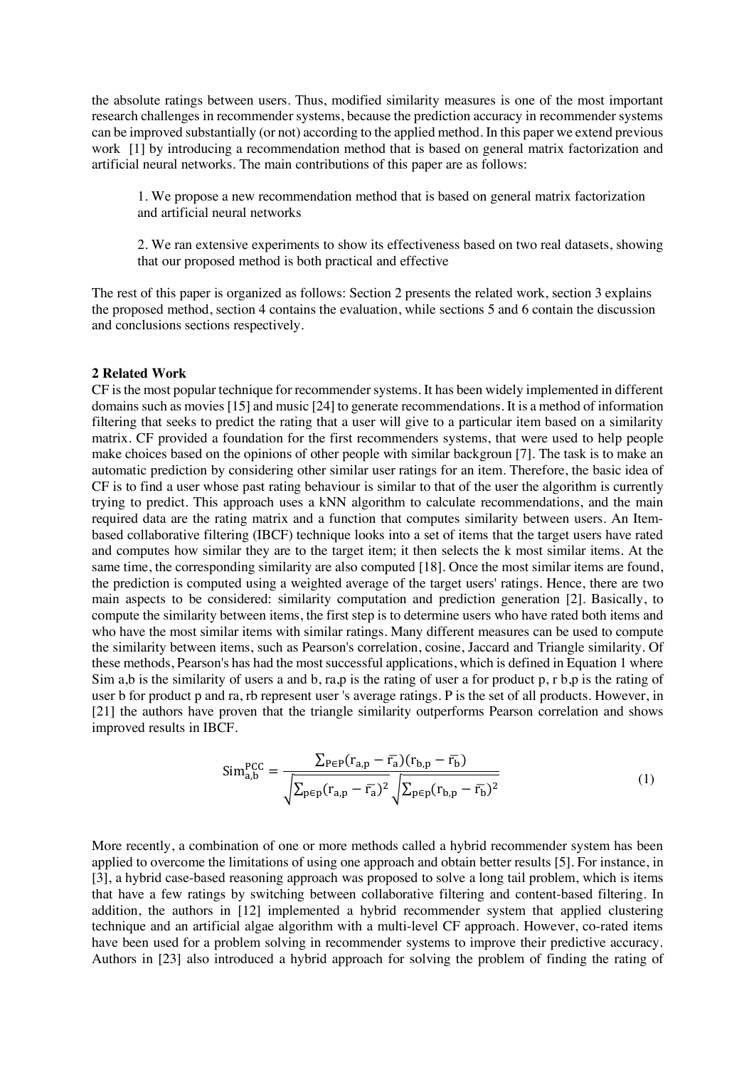the absolute ratings between users. Thus, modified similarity measures is one of the most important research challenges in recommender systems, because the prediction accuracy in recommender systems can be improved substantially (or not) according to the applied method. In this paper we extend previous work [1] by introducing a recommendation method that is based on general matrix factorization and artificial neural networks. The main contributions of this paper are as follows:

1. We propose a new recommendation method that is based on general matrix factorization and artificial neural networks

2. We ran extensive experiments to show its effectiveness based on two real datasets, showing that our proposed method is both practical and effective

The rest of this paper is organized as follows: Section 2 presents the related work, section 3 explains the proposed method, section 4 contains the evaluation, while sections 5 and 6 contain the discussion and conclusions sections respectively.

## 2 Related Work

CF is the most popular technique for recommender systems. It has been widely implemented in different domains such as movies [15] and music [24] to generate recommendations. It is a method of information filtering that seeks to predict the rating that a user will give to a particular item based on a similarity matrix. CF provided a foundation for the first recommenders systems, that were used to help people make choices based on the opinions of other people with similar backgroun [7]. The task is to make an automatic prediction by considering other similar user ratings for an item. Therefore, the basic idea of CF is to find a user whose past rating behaviour is similar to that of the user the algorithm is currently trying to predict. This approach uses a kNN algorithm to calculate recommendations, and the main required data are the rating matrix and a function that computes similarity between users. An Item-based collaborative filtering (IBCF) technique looks into a set of items that the target users have rated and computes how similar they are to the target item; it then selects the k most similar items. At the same time, the corresponding similarity are also computed [18]. Once the most similar items are found, the prediction is computed using a weighted average of the target users' ratings. Hence, there are two main aspects to be considered: similarity computation and prediction generation [2]. Basically, to compute the similarity between items, the first step is to determine users who have rated both items and who have the most similar items with similar ratings. Many different measures can be used to compute the similarity between items, such as Pearson's correlation, cosine, Jaccard and Triangle similarity. Of these methods, Pearson's has had the most successful applications, which is defined in Equation 1 where Sim $a,b$ is the similarity of users a and b, $r_{a,p}$ is the rating of user a for product p, $r_{b,p}$ is the rating of user b for product p and $r_a$, $r_b$ represent user 's average ratings. P is the set of all products. However, in [21] the authors have proven that the triangle similarity outperforms Pearson correlation and shows improved results in IBCF.

$$\mathrm{Sim}_{a,b}^{PCC} = \frac{\sum_{P \in P}(r_{a,p} - \bar{r_a})(r_{b,p} - \bar{r_b})}{\sqrt{\sum_{p \in p}(r_{a,p} - \bar{r_a})^2}\sqrt{\sum_{p \in p}(r_{b,p} - \bar{r_b})^2}} \tag{1}$$

More recently, a combination of one or more methods called a hybrid recommender system has been applied to overcome the limitations of using one approach and obtain better results [5]. For instance, in [3], a hybrid case-based reasoning approach was proposed to solve a long tail problem, which is items that have a few ratings by switching between collaborative filtering and content-based filtering. In addition, the authors in [12] implemented a hybrid recommender system that applied clustering technique and an artificial algae algorithm with a multi-level CF approach. However, co-rated items have been used for a problem solving in recommender systems to improve their predictive accuracy. Authors in [23] also introduced a hybrid approach for solving the problem of finding the rating of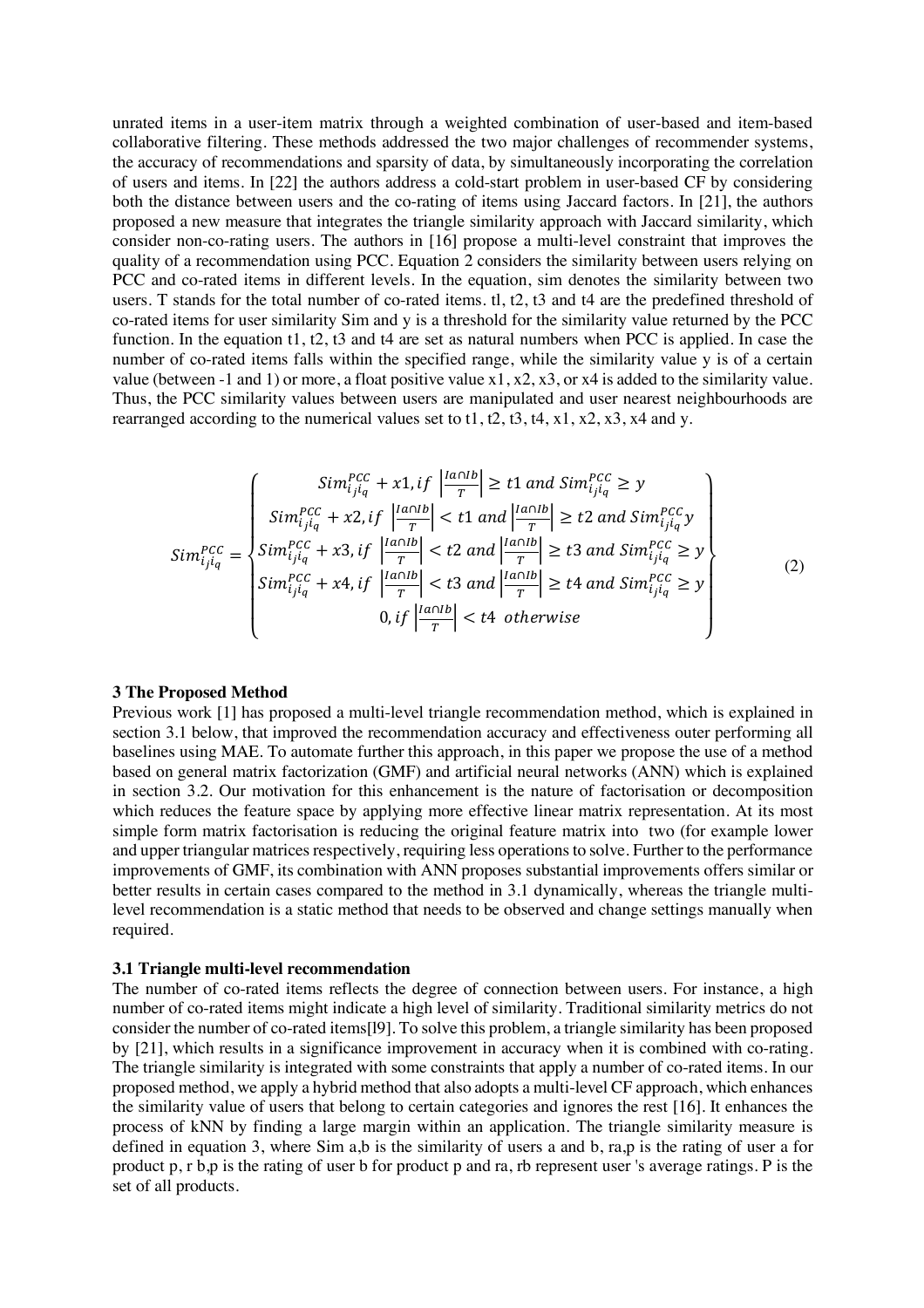unrated items in a user-item matrix through a weighted combination of user-based and item-based collaborative filtering. These methods addressed the two major challenges of recommender systems, the accuracy of recommendations and sparsity of data, by simultaneously incorporating the correlation of users and items. In [22] the authors address a cold-start problem in user-based CF by considering both the distance between users and the co-rating of items using Jaccard factors. In [21], the authors proposed a new measure that integrates the triangle similarity approach with Jaccard similarity, which consider non-co-rating users. The authors in [16] propose a multi-level constraint that improves the quality of a recommendation using PCC. Equation 2 considers the similarity between users relying on PCC and co-rated items in different levels. In the equation, sim denotes the similarity between two users. T stands for the total number of co-rated items. tl, t2, t3 and t4 are the predefined threshold of co-rated items for user similarity Sim and y is a threshold for the similarity value returned by the PCC function. In the equation t1, t2, t3 and t4 are set as natural numbers when PCC is applied. In case the number of co-rated items falls within the specified range, while the similarity value y is of a certain value (between -1 and 1) or more, a float positive value x1, x2, x3, or x4 is added to the similarity value. Thus, the PCC similarity values between users are manipulated and user nearest neighbourhoods are rearranged according to the numerical values set to t1, t2, t3, t4, x1, x2, x3, x4 and y.

$$
Sim_{i_j i_q}^{PCC} = \begin{Bmatrix} Sim_{i_j i_q}^{PCC} + x1, if \left|\frac{Ia \cap Ib}{T}\right| \geq t1 \ and \ Sim_{i_j i_q}^{PCC} \geq y \\ Sim_{i_j i_q}^{PCC} + x2, if \left|\frac{Ia \cap Ib}{T}\right| < t1 \ and \left|\frac{Ia \cap Ib}{T}\right| \geq t2 \ and \ Sim_{i_j i_q}^{PCC} y \\ Sim_{i_j i_q}^{PCC} + x3, if \left|\frac{Ia \cap Ib}{T}\right| < t2 \ and \left|\frac{Ia \cap Ib}{T}\right| \geq t3 \ and \ Sim_{i_j i_q}^{PCC} \geq y \\ Sim_{i_j i_q}^{PCC} + x4, if \left|\frac{Ia \cap Ib}{T}\right| < t3 \ and \left|\frac{Ia \cap Ib}{T}\right| \geq t4 \ and \ Sim_{i_j i_q}^{PCC} \geq y \\ 0, if \left|\frac{Ia \cap Ib}{T}\right| < t4 \ \ otherwise \end{Bmatrix} \tag{2}
$$

### 3 The Proposed Method

Previous work [1] has proposed a multi-level triangle recommendation method, which is explained in section 3.1 below, that improved the recommendation accuracy and effectiveness outer performing all baselines using MAE. To automate further this approach, in this paper we propose the use of a method based on general matrix factorization (GMF) and artificial neural networks (ANN) which is explained in section 3.2. Our motivation for this enhancement is the nature of factorisation or decomposition which reduces the feature space by applying more effective linear matrix representation. At its most simple form matrix factorisation is reducing the original feature matrix into two (for example lower and upper triangular matrices respectively, requiring less operations to solve. Further to the performance improvements of GMF, its combination with ANN proposes substantial improvements offers similar or better results in certain cases compared to the method in 3.1 dynamically, whereas the triangle multi-level recommendation is a static method that needs to be observed and change settings manually when required.

### 3.1 Triangle multi-level recommendation

The number of co-rated items reflects the degree of connection between users. For instance, a high number of co-rated items might indicate a high level of similarity. Traditional similarity metrics do not consider the number of co-rated items[l9]. To solve this problem, a triangle similarity has been proposed by [21], which results in a significance improvement in accuracy when it is combined with co-rating. The triangle similarity is integrated with some constraints that apply a number of co-rated items. In our proposed method, we apply a hybrid method that also adopts a multi-level CF approach, which enhances the similarity value of users that belong to certain categories and ignores the rest [16]. It enhances the process of kNN by finding a large margin within an application. The triangle similarity measure is defined in equation 3, where Sim a,b is the similarity of users a and b, ra,p is the rating of user a for product p, r b,p is the rating of user b for product p and ra, rb represent user 's average ratings. P is the set of all products.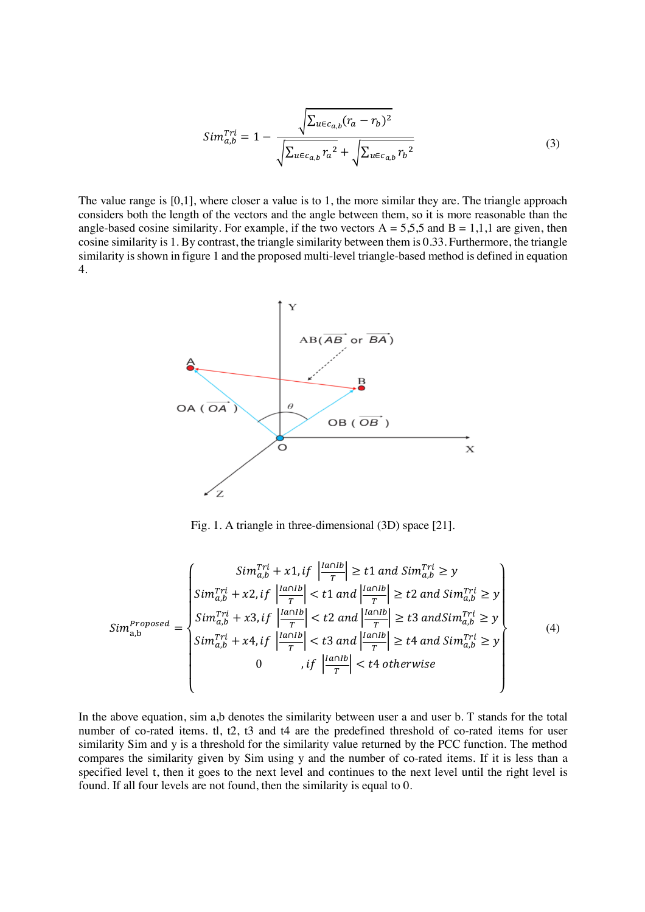$$Sim_{a,b}^{Tri} = 1 - \frac{\sqrt{\sum_{u \in c_{a,b}} (r_a - r_b)^2}}{\sqrt{\sum_{u \in c_{a,b}} {r_a}^2} + \sqrt{\sum_{u \in c_{a,b}} {r_b}^2}} \tag{3}$$

The value range is [0,1], where closer a value is to 1, the more similar they are. The triangle approach considers both the length of the vectors and the angle between them, so it is more reasonable than the angle-based cosine similarity. For example, if the two vectors A = 5,5,5 and B = 1,1,1 are given, then cosine similarity is 1. By contrast, the triangle similarity between them is 0.33. Furthermore, the triangle similarity is shown in figure 1 and the proposed multi-level triangle-based method is defined in equation 4.

Fig. 1. A triangle in three-dimensional (3D) space [21].

$$Sim_{\text{a,b}}^{Proposed} = \begin{cases} Sim_{a,b}^{Tri} + x1, if \left|\frac{Ia \cap Ib}{T}\right| \geq t1 \; and \; Sim_{a,b}^{Tri} \geq y \\ Sim_{a,b}^{Tri} + x2, if \left|\frac{Ia \cap Ib}{T}\right| < t1 \; and \left|\frac{Ia \cap Ib}{T}\right| \geq t2 \; and \; Sim_{a,b}^{Tri} \geq y \\ Sim_{a,b}^{Tri} + x3, if \left|\frac{Ia \cap Ib}{T}\right| < t2 \; and \left|\frac{Ia \cap Ib}{T}\right| \geq t3 \; and Sim_{a,b}^{Tri} \geq y \\ Sim_{a,b}^{Tri} + x4, if \left|\frac{Ia \cap Ib}{T}\right| < t3 \; and \left|\frac{Ia \cap Ib}{T}\right| \geq t4 \; and \; Sim_{a,b}^{Tri} \geq y \\ 0 \qquad , if \left|\frac{Ia \cap Ib}{T}\right| < t4 \; otherwise \end{cases} \tag{4}$$

In the above equation, sim a,b denotes the similarity between user a and user b. T stands for the total number of co-rated items. tl, t2, t3 and t4 are the predefined threshold of co-rated items for user similarity Sim and y is a threshold for the similarity value returned by the PCC function. The method compares the similarity given by Sim using y and the number of co-rated items. If it is less than a specified level t, then it goes to the next level and continues to the next level until the right level is found. If all four levels are not found, then the similarity is equal to 0.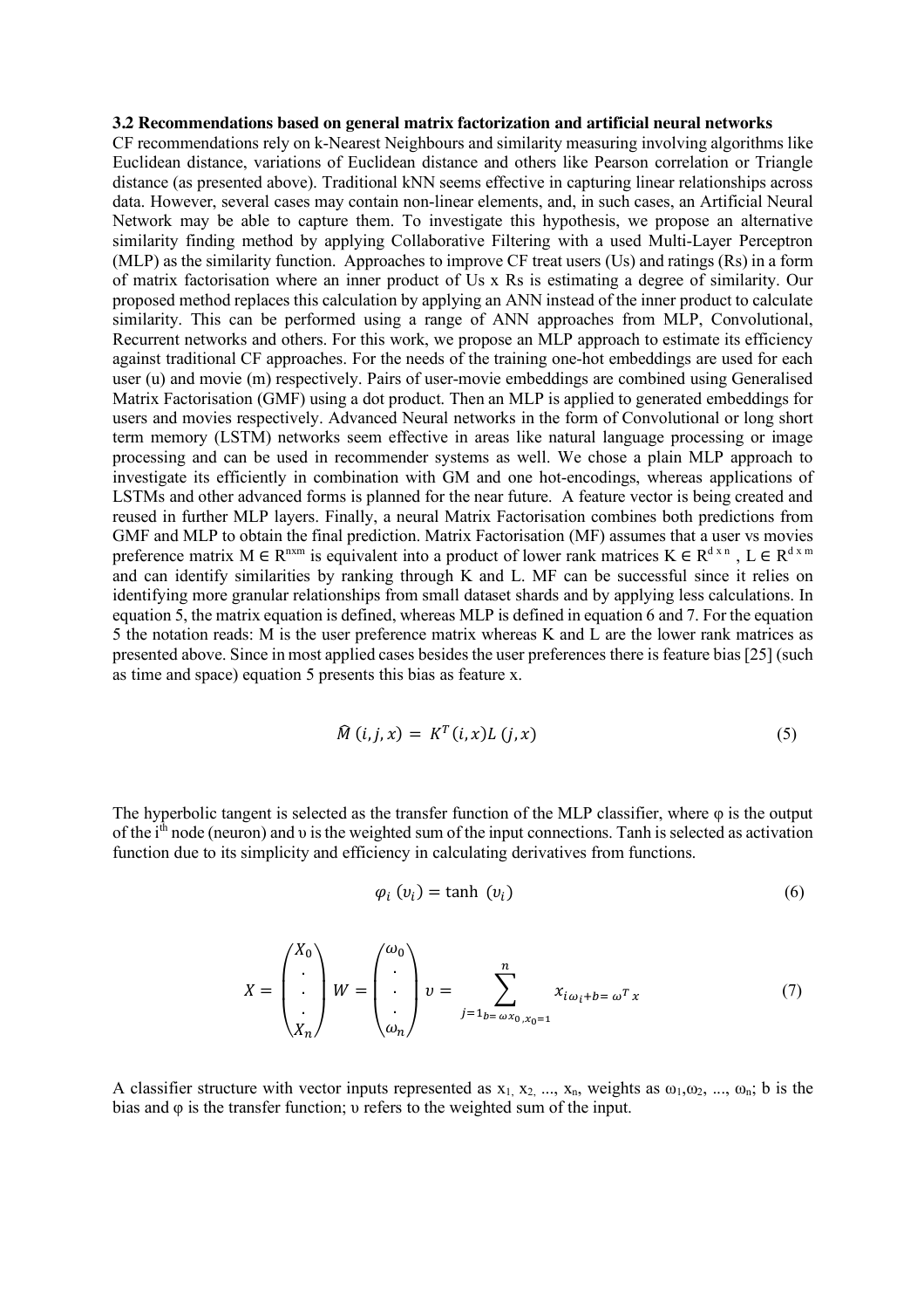### 3.2 Recommendations based on general matrix factorization and artificial neural networks

CF recommendations rely on k-Nearest Neighbours and similarity measuring involving algorithms like Euclidean distance, variations of Euclidean distance and others like Pearson correlation or Triangle distance (as presented above). Traditional kNN seems effective in capturing linear relationships across data. However, several cases may contain non-linear elements, and, in such cases, an Artificial Neural Network may be able to capture them. To investigate this hypothesis, we propose an alternative similarity finding method by applying Collaborative Filtering with a used Multi-Layer Perceptron (MLP) as the similarity function. Approaches to improve CF treat users (Us) and ratings (Rs) in a form of matrix factorisation where an inner product of Us x Rs is estimating a degree of similarity. Our proposed method replaces this calculation by applying an ANN instead of the inner product to calculate similarity. This can be performed using a range of ANN approaches from MLP, Convolutional, Recurrent networks and others. For this work, we propose an MLP approach to estimate its efficiency against traditional CF approaches. For the needs of the training one-hot embeddings are used for each user (u) and movie (m) respectively. Pairs of user-movie embeddings are combined using Generalised Matrix Factorisation (GMF) using a dot product. Then an MLP is applied to generated embeddings for users and movies respectively. Advanced Neural networks in the form of Convolutional or long short term memory (LSTM) networks seem effective in areas like natural language processing or image processing and can be used in recommender systems as well. We chose a plain MLP approach to investigate its efficiently in combination with GM and one hot-encodings, whereas applications of LSTMs and other advanced forms is planned for the near future. A feature vector is being created and reused in further MLP layers. Finally, a neural Matrix Factorisation combines both predictions from GMF and MLP to obtain the final prediction. Matrix Factorisation (MF) assumes that a user vs movies preference matrix $M \in R^{n \times m}$ is equivalent into a product of lower rank matrices $K \in R^{d \times n}$, $L \in R^{d \times m}$ and can identify similarities by ranking through K and L. MF can be successful since it relies on identifying more granular relationships from small dataset shards and by applying less calculations. In equation 5, the matrix equation is defined, whereas MLP is defined in equation 6 and 7. For the equation 5 the notation reads: M is the user preference matrix whereas K and L are the lower rank matrices as presented above. Since in most applied cases besides the user preferences there is feature bias [25] (such as time and space) equation 5 presents this bias as feature x.

$$\widehat{M}\,(i, j, x) = K^T(i, x) L\,(j, x) \tag{5}$$

The hyperbolic tangent is selected as the transfer function of the MLP classifier, where φ is the output of the i[th] node (neuron) and υ is the weighted sum of the input connections. Tanh is selected as activation function due to its simplicity and efficiency in calculating derivatives from functions.

$$\varphi_i\,(\upsilon_i) = \tanh\,(\upsilon_i) \tag{6}$$

$$X = \begin{pmatrix} X_0 \\ \cdot \\ \cdot \\ \cdot \\ X_n \end{pmatrix} W = \begin{pmatrix} \omega_0 \\ \cdot \\ \cdot \\ \cdot \\ \omega_n \end{pmatrix} \upsilon = \sum_{j=1_{b=\omega x_0, x_0=1}}^{n} x_{i\omega_i + b = \omega^T x} \tag{7}$$

A classifier structure with vector inputs represented as $x_1, x_2, \ldots, x_n$, weights as $\omega_1, \omega_2, \ldots, \omega_n$; b is the bias and φ is the transfer function; υ refers to the weighted sum of the input.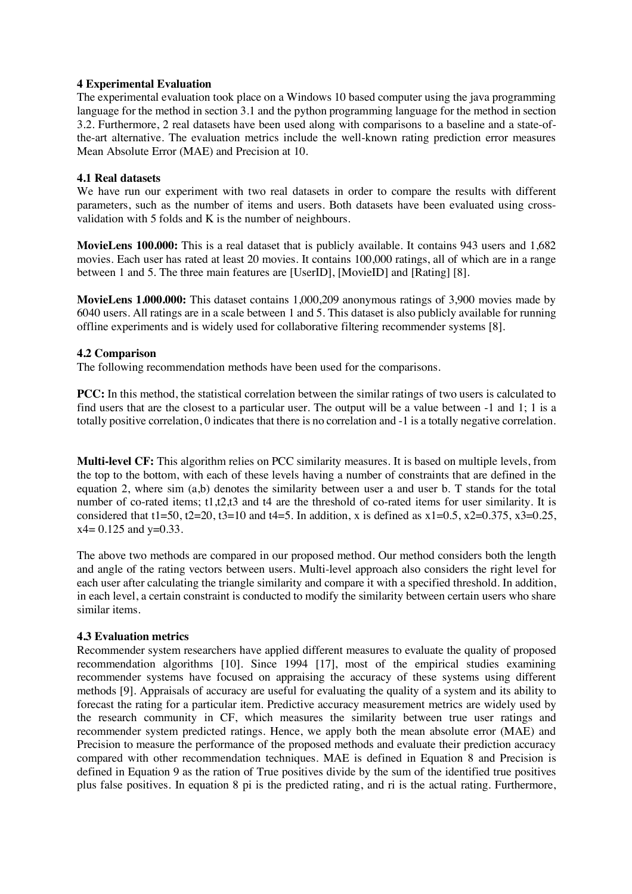## 4 Experimental Evaluation

The experimental evaluation took place on a Windows 10 based computer using the java programming language for the method in section 3.1 and the python programming language for the method in section 3.2. Furthermore, 2 real datasets have been used along with comparisons to a baseline and a state-of-the-art alternative. The evaluation metrics include the well-known rating prediction error measures Mean Absolute Error (MAE) and Precision at 10.

### 4.1 Real datasets

We have run our experiment with two real datasets in order to compare the results with different parameters, such as the number of items and users. Both datasets have been evaluated using cross-validation with 5 folds and K is the number of neighbours.

**MovieLens 100.000:** This is a real dataset that is publicly available. It contains 943 users and 1,682 movies. Each user has rated at least 20 movies. It contains 100,000 ratings, all of which are in a range between 1 and 5. The three main features are [UserID], [MovieID] and [Rating] [8].

**MovieLens 1.000.000:** This dataset contains 1,000,209 anonymous ratings of 3,900 movies made by 6040 users. All ratings are in a scale between 1 and 5. This dataset is also publicly available for running offline experiments and is widely used for collaborative filtering recommender systems [8].

### 4.2 Comparison

The following recommendation methods have been used for the comparisons.

**PCC:** In this method, the statistical correlation between the similar ratings of two users is calculated to find users that are the closest to a particular user. The output will be a value between -1 and 1; 1 is a totally positive correlation, 0 indicates that there is no correlation and -1 is a totally negative correlation.

**Multi-level CF:** This algorithm relies on PCC similarity measures. It is based on multiple levels, from the top to the bottom, with each of these levels having a number of constraints that are defined in the equation 2, where sim (a,b) denotes the similarity between user a and user b. T stands for the total number of co-rated items; t1,t2,t3 and t4 are the threshold of co-rated items for user similarity. It is considered that t1=50, t2=20, t3=10 and t4=5. In addition, x is defined as x1=0.5, x2=0.375, x3=0.25, x4= 0.125 and y=0.33.

The above two methods are compared in our proposed method. Our method considers both the length and angle of the rating vectors between users. Multi-level approach also considers the right level for each user after calculating the triangle similarity and compare it with a specified threshold. In addition, in each level, a certain constraint is conducted to modify the similarity between certain users who share similar items.

### 4.3 Evaluation metrics

Recommender system researchers have applied different measures to evaluate the quality of proposed recommendation algorithms [10]. Since 1994 [17], most of the empirical studies examining recommender systems have focused on appraising the accuracy of these systems using different methods [9]. Appraisals of accuracy are useful for evaluating the quality of a system and its ability to forecast the rating for a particular item. Predictive accuracy measurement metrics are widely used by the research community in CF, which measures the similarity between true user ratings and recommender system predicted ratings. Hence, we apply both the mean absolute error (MAE) and Precision to measure the performance of the proposed methods and evaluate their prediction accuracy compared with other recommendation techniques. MAE is defined in Equation 8 and Precision is defined in Equation 9 as the ration of True positives divide by the sum of the identified true positives plus false positives. In equation 8 pi is the predicted rating, and ri is the actual rating. Furthermore,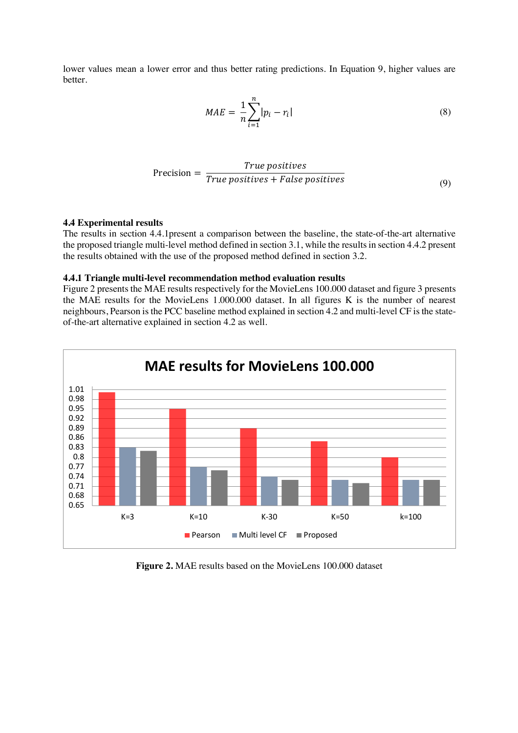lower values mean a lower error and thus better rating predictions. In Equation 9, higher values are better.

$$MAE = \frac{1}{n}\sum_{i=1}^{n}|p_i - r_i| \tag{8}$$

$$\text{Precision} = \frac{True\ positives}{True\ positives + False\ positives} \tag{9}$$

### 4.4 Experimental results

The results in section 4.4.1present a comparison between the baseline, the state-of-the-art alternative the proposed triangle multi-level method defined in section 3.1, while the results in section 4.4.2 present the results obtained with the use of the proposed method defined in section 3.2.

#### 4.4.1 Triangle multi-level recommendation method evaluation results

Figure 2 presents the MAE results respectively for the MovieLens 100.000 dataset and figure 3 presents the MAE results for the MovieLens 1.000.000 dataset. In all figures K is the number of nearest neighbours, Pearson is the PCC baseline method explained in section 4.2 and multi-level CF is the state-of-the-art alternative explained in section 4.2 as well.

**Figure 2.** MAE results based on the MovieLens 100.000 dataset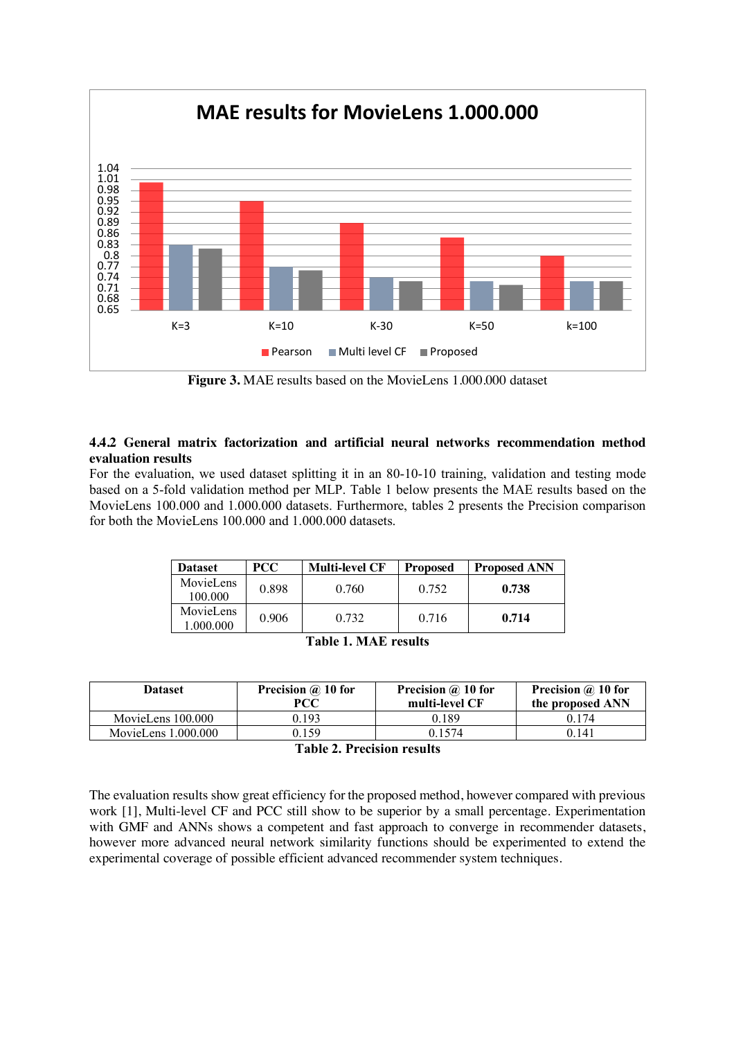**Figure 3.** MAE results based on the MovieLens 1.000.000 dataset

### 4.4.2 General matrix factorization and artificial neural networks recommendation method evaluation results

For the evaluation, we used dataset splitting it in an 80-10-10 training, validation and testing mode based on a 5-fold validation method per MLP. Table 1 below presents the MAE results based on the MovieLens 100.000 and 1.000.000 datasets. Furthermore, tables 2 presents the Precision comparison for both the MovieLens 100.000 and 1.000.000 datasets.

| Dataset | PCC | Multi-level CF | Proposed | Proposed ANN |
|---|---|---|---|---|
| MovieLens 100.000 | 0.898 | 0.760 | 0.752 | **0.738** |
| MovieLens 1.000.000 | 0.906 | 0.732 | 0.716 | **0.714** |

**Table 1. MAE results**

| Dataset | Precision @ 10 for PCC | Precision @ 10 for multi-level CF | Precision @ 10 for the proposed ANN |
|---|---|---|---|
| MovieLens 100.000 | 0.193 | 0.189 | 0.174 |
| MovieLens 1.000.000 | 0.159 | 0.1574 | 0.141 |

**Table 2. Precision results**

The evaluation results show great efficiency for the proposed method, however compared with previous work [1], Multi-level CF and PCC still show to be superior by a small percentage. Experimentation with GMF and ANNs shows a competent and fast approach to converge in recommender datasets, however more advanced neural network similarity functions should be experimented to extend the experimental coverage of possible efficient advanced recommender system techniques.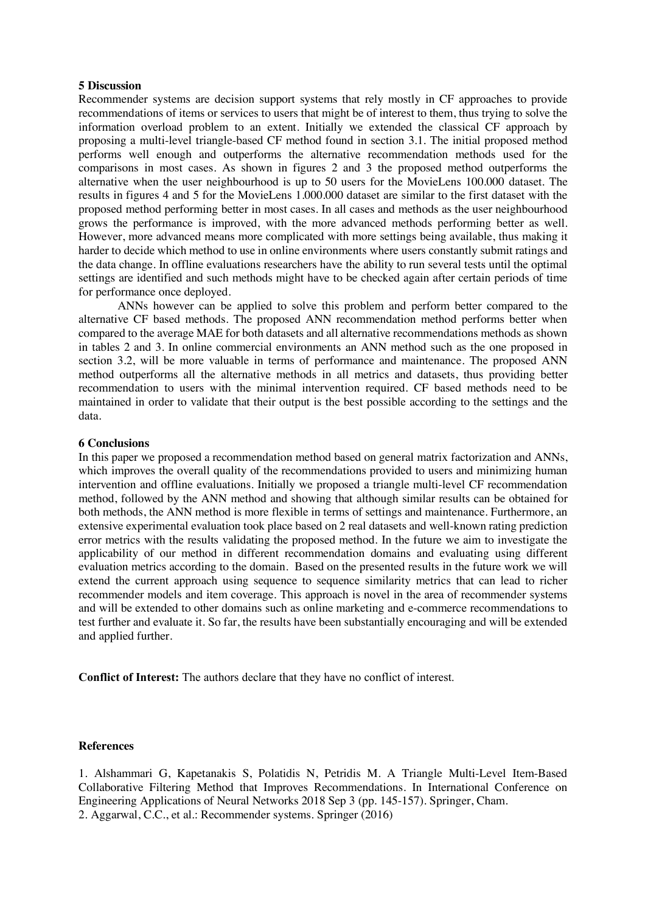## 5 Discussion

Recommender systems are decision support systems that rely mostly in CF approaches to provide recommendations of items or services to users that might be of interest to them, thus trying to solve the information overload problem to an extent. Initially we extended the classical CF approach by proposing a multi-level triangle-based CF method found in section 3.1. The initial proposed method performs well enough and outperforms the alternative recommendation methods used for the comparisons in most cases. As shown in figures 2 and 3 the proposed method outperforms the alternative when the user neighbourhood is up to 50 users for the MovieLens 100.000 dataset. The results in figures 4 and 5 for the MovieLens 1.000.000 dataset are similar to the first dataset with the proposed method performing better in most cases. In all cases and methods as the user neighbourhood grows the performance is improved, with the more advanced methods performing better as well. However, more advanced means more complicated with more settings being available, thus making it harder to decide which method to use in online environments where users constantly submit ratings and the data change. In offline evaluations researchers have the ability to run several tests until the optimal settings are identified and such methods might have to be checked again after certain periods of time for performance once deployed.

ANNs however can be applied to solve this problem and perform better compared to the alternative CF based methods. The proposed ANN recommendation method performs better when compared to the average MAE for both datasets and all alternative recommendations methods as shown in tables 2 and 3. In online commercial environments an ANN method such as the one proposed in section 3.2, will be more valuable in terms of performance and maintenance. The proposed ANN method outperforms all the alternative methods in all metrics and datasets, thus providing better recommendation to users with the minimal intervention required. CF based methods need to be maintained in order to validate that their output is the best possible according to the settings and the data.

## 6 Conclusions

In this paper we proposed a recommendation method based on general matrix factorization and ANNs, which improves the overall quality of the recommendations provided to users and minimizing human intervention and offline evaluations. Initially we proposed a triangle multi-level CF recommendation method, followed by the ANN method and showing that although similar results can be obtained for both methods, the ANN method is more flexible in terms of settings and maintenance. Furthermore, an extensive experimental evaluation took place based on 2 real datasets and well-known rating prediction error metrics with the results validating the proposed method. In the future we aim to investigate the applicability of our method in different recommendation domains and evaluating using different evaluation metrics according to the domain. Based on the presented results in the future work we will extend the current approach using sequence to sequence similarity metrics that can lead to richer recommender models and item coverage. This approach is novel in the area of recommender systems and will be extended to other domains such as online marketing and e-commerce recommendations to test further and evaluate it. So far, the results have been substantially encouraging and will be extended and applied further.

**Conflict of Interest:** The authors declare that they have no conflict of interest.

## References

1. Alshammari G, Kapetanakis S, Polatidis N, Petridis M. A Triangle Multi-Level Item-Based Collaborative Filtering Method that Improves Recommendations. In International Conference on Engineering Applications of Neural Networks 2018 Sep 3 (pp. 145-157). Springer, Cham.
2. Aggarwal, C.C., et al.: Recommender systems. Springer (2016)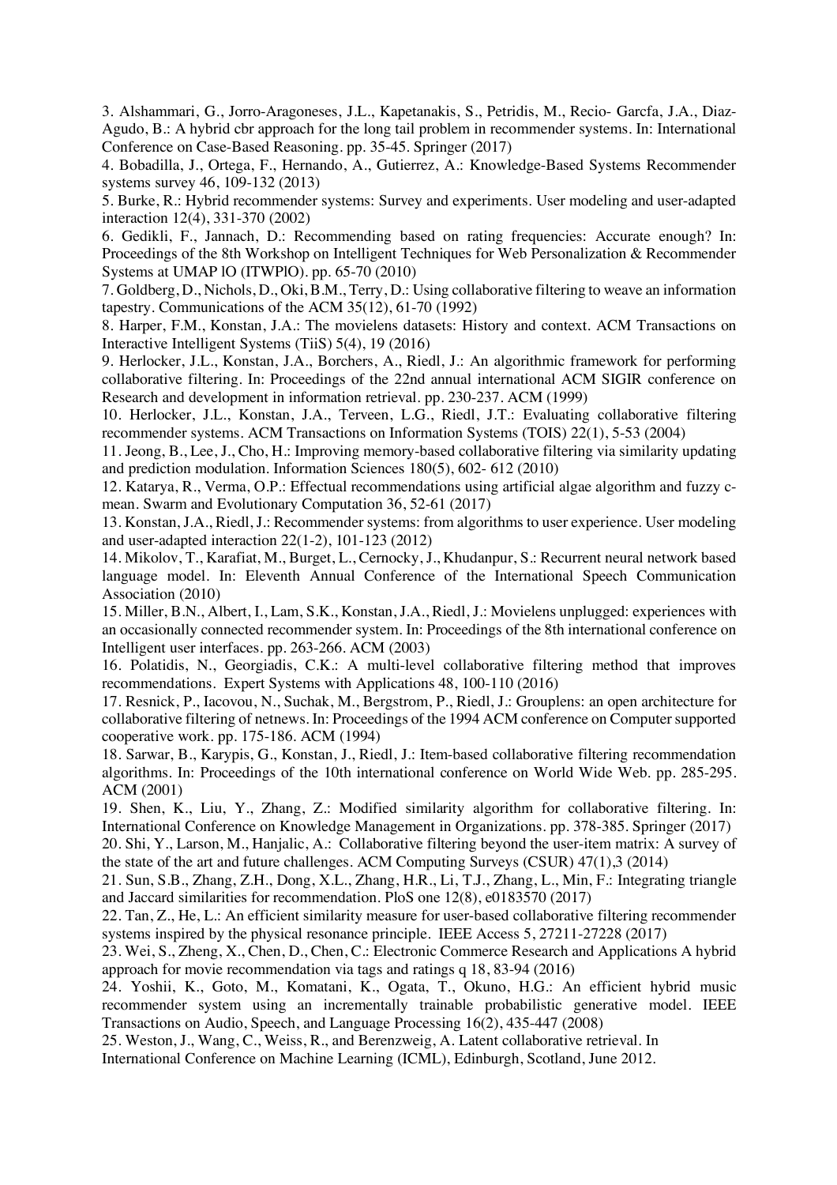3. Alshammari, G., Jorro-Aragoneses, J.L., Kapetanakis, S., Petridis, M., Recio- Garcfa, J.A., Diaz-Agudo, B.: A hybrid cbr approach for the long tail problem in recommender systems. In: International Conference on Case-Based Reasoning. pp. 35-45. Springer (2017)

4. Bobadilla, J., Ortega, F., Hernando, A., Gutierrez, A.: Knowledge-Based Systems Recommender systems survey 46, 109-132 (2013)

5. Burke, R.: Hybrid recommender systems: Survey and experiments. User modeling and user-adapted interaction 12(4), 331-370 (2002)

6. Gedikli, F., Jannach, D.: Recommending based on rating frequencies: Accurate enough? In: Proceedings of the 8th Workshop on Intelligent Techniques for Web Personalization & Recommender Systems at UMAP lO (ITWPlO). pp. 65-70 (2010)

7. Goldberg, D., Nichols, D., Oki, B.M., Terry, D.: Using collaborative filtering to weave an information tapestry. Communications of the ACM 35(12), 61-70 (1992)

8. Harper, F.M., Konstan, J.A.: The movielens datasets: History and context. ACM Transactions on Interactive Intelligent Systems (TiiS) 5(4), 19 (2016)

9. Herlocker, J.L., Konstan, J.A., Borchers, A., Riedl, J.: An algorithmic framework for performing collaborative filtering. In: Proceedings of the 22nd annual international ACM SIGIR conference on Research and development in information retrieval. pp. 230-237. ACM (1999)

10. Herlocker, J.L., Konstan, J.A., Terveen, L.G., Riedl, J.T.: Evaluating collaborative filtering recommender systems. ACM Transactions on Information Systems (TOIS) 22(1), 5-53 (2004)

11. Jeong, B., Lee, J., Cho, H.: Improving memory-based collaborative filtering via similarity updating and prediction modulation. Information Sciences 180(5), 602- 612 (2010)

12. Katarya, R., Verma, O.P.: Effectual recommendations using artificial algae algorithm and fuzzy c-mean. Swarm and Evolutionary Computation 36, 52-61 (2017)

13. Konstan, J.A., Riedl, J.: Recommender systems: from algorithms to user experience. User modeling and user-adapted interaction 22(1-2), 101-123 (2012)

14. Mikolov, T., Karafiat, M., Burget, L., Cernocky, J., Khudanpur, S.: Recurrent neural network based language model. In: Eleventh Annual Conference of the International Speech Communication Association (2010)

15. Miller, B.N., Albert, I., Lam, S.K., Konstan, J.A., Riedl, J.: Movielens unplugged: experiences with an occasionally connected recommender system. In: Proceedings of the 8th international conference on Intelligent user interfaces. pp. 263-266. ACM (2003)

16. Polatidis, N., Georgiadis, C.K.: A multi-level collaborative filtering method that improves recommendations. Expert Systems with Applications 48, 100-110 (2016)

17. Resnick, P., Iacovou, N., Suchak, M., Bergstrom, P., Riedl, J.: Grouplens: an open architecture for collaborative filtering of netnews. In: Proceedings of the 1994 ACM conference on Computer supported cooperative work. pp. 175-186. ACM (1994)

18. Sarwar, B., Karypis, G., Konstan, J., Riedl, J.: Item-based collaborative filtering recommendation algorithms. In: Proceedings of the 10th international conference on World Wide Web. pp. 285-295. ACM (2001)

19. Shen, K., Liu, Y., Zhang, Z.: Modified similarity algorithm for collaborative filtering. In: International Conference on Knowledge Management in Organizations. pp. 378-385. Springer (2017)

20. Shi, Y., Larson, M., Hanjalic, A.: Collaborative filtering beyond the user-item matrix: A survey of the state of the art and future challenges. ACM Computing Surveys (CSUR) 47(1),3 (2014)

21. Sun, S.B., Zhang, Z.H., Dong, X.L., Zhang, H.R., Li, T.J., Zhang, L., Min, F.: Integrating triangle and Jaccard similarities for recommendation. PloS one 12(8), e0183570 (2017)

22. Tan, Z., He, L.: An efficient similarity measure for user-based collaborative filtering recommender systems inspired by the physical resonance principle. IEEE Access 5, 27211-27228 (2017)

23. Wei, S., Zheng, X., Chen, D., Chen, C.: Electronic Commerce Research and Applications A hybrid approach for movie recommendation via tags and ratings q 18, 83-94 (2016)

24. Yoshii, K., Goto, M., Komatani, K., Ogata, T., Okuno, H.G.: An efficient hybrid music recommender system using an incrementally trainable probabilistic generative model. IEEE Transactions on Audio, Speech, and Language Processing 16(2), 435-447 (2008)

25. Weston, J., Wang, C., Weiss, R., and Berenzweig, A. Latent collaborative retrieval. In International Conference on Machine Learning (ICML), Edinburgh, Scotland, June 2012.